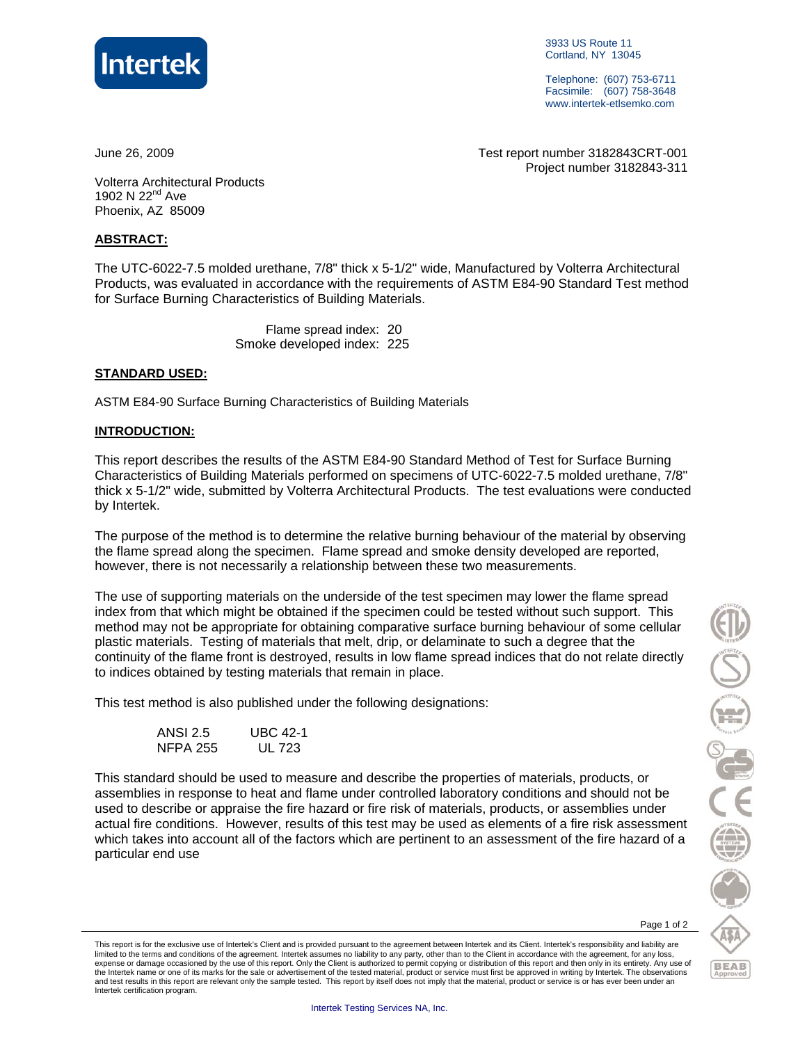Intertek

3933 US Route 11
Cortland, NY 13045

Telephone: (607) 753-6711
Facsimile: (607) 758-3648
www.intertek-etlsemko.com

June 26, 2009

Test report number 3182843CRT-001
Project number 3182843-311

Volterra Architectural Products
1902 N 22nd Ave
Phoenix, AZ 85009

## ABSTRACT:

The UTC-6022-7.5 molded urethane, 7/8" thick x 5-1/2" wide, Manufactured by Volterra Architectural Products, was evaluated in accordance with the requirements of ASTM E84-90 Standard Test method for Surface Burning Characteristics of Building Materials.

Flame spread index: 20
Smoke developed index: 225

## STANDARD USED:

ASTM E84-90 Surface Burning Characteristics of Building Materials

## INTRODUCTION:

This report describes the results of the ASTM E84-90 Standard Method of Test for Surface Burning Characteristics of Building Materials performed on specimens of UTC-6022-7.5 molded urethane, 7/8" thick x 5-1/2" wide, submitted by Volterra Architectural Products. The test evaluations were conducted by Intertek.

The purpose of the method is to determine the relative burning behaviour of the material by observing the flame spread along the specimen. Flame spread and smoke density developed are reported, however, there is not necessarily a relationship between these two measurements.

The use of supporting materials on the underside of the test specimen may lower the flame spread index from that which might be obtained if the specimen could be tested without such support. This method may not be appropriate for obtaining comparative surface burning behaviour of some cellular plastic materials. Testing of materials that melt, drip, or delaminate to such a degree that the continuity of the flame front is destroyed, results in low flame spread indices that do not relate directly to indices obtained by testing materials that remain in place.

This test method is also published under the following designations:

| | |
|---|---|
| ANSI 2.5 | UBC 42-1 |
| NFPA 255 | UL 723 |

This standard should be used to measure and describe the properties of materials, products, or assemblies in response to heat and flame under controlled laboratory conditions and should not be used to describe or appraise the fire hazard or fire risk of materials, products, or assemblies under actual fire conditions. However, results of this test may be used as elements of a fire risk assessment which takes into account all of the factors which are pertinent to an assessment of the fire hazard of a particular end use

This report is for the exclusive use of Intertek's Client and is provided pursuant to the agreement between Intertek and its Client. Intertek's responsibility and liability are limited to the terms and conditions of the agreement. Intertek assumes no liability to any party, other than to the Client in accordance with the agreement, for any loss, expense or damage occasioned by the use of this report. Only the Client is authorized to permit copying or distribution of this report and then only in its entirety. Any use of the Intertek name or one of its marks for the sale or advertisement of the tested material, product or service must first be approved in writing by Intertek. The observations and test results in this report are relevant only the sample tested. This report by itself does not imply that the material, product or service is or has ever been under an Intertek certification program.

Intertek Testing Services NA, Inc.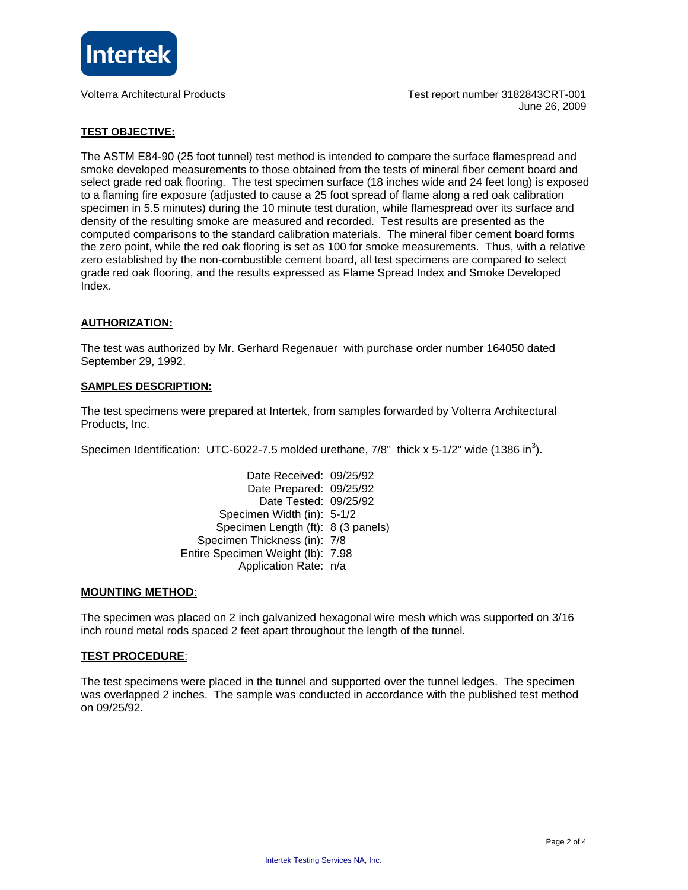**TEST OBJECTIVE:**

The ASTM E84-90 (25 foot tunnel) test method is intended to compare the surface flamespread and smoke developed measurements to those obtained from the tests of mineral fiber cement board and select grade red oak flooring. The test specimen surface (18 inches wide and 24 feet long) is exposed to a flaming fire exposure (adjusted to cause a 25 foot spread of flame along a red oak calibration specimen in 5.5 minutes) during the 10 minute test duration, while flamespread over its surface and density of the resulting smoke are measured and recorded. Test results are presented as the computed comparisons to the standard calibration materials. The mineral fiber cement board forms the zero point, while the red oak flooring is set as 100 for smoke measurements. Thus, with a relative zero established by the non-combustible cement board, all test specimens are compared to select grade red oak flooring, and the results expressed as Flame Spread Index and Smoke Developed Index.

**AUTHORIZATION:**

The test was authorized by Mr. Gerhard Regenauer with purchase order number 164050 dated September 29, 1992.

**SAMPLES DESCRIPTION:**

The test specimens were prepared at Intertek, from samples forwarded by Volterra Architectural Products, Inc.

Specimen Identification: UTC-6022-7.5 molded urethane, 7/8" thick x 5-1/2" wide (1386 $in^3$).

| | |
|---|---|
| Date Received: | 09/25/92 |
| Date Prepared: | 09/25/92 |
| Date Tested: | 09/25/92 |
| Specimen Width (in): | 5-1/2 |
| Specimen Length (ft): | 8 (3 panels) |
| Specimen Thickness (in): | 7/8 |
| Entire Specimen Weight (lb): | 7.98 |
| Application Rate: | n/a |

**MOUNTING METHOD**:

The specimen was placed on 2 inch galvanized hexagonal wire mesh which was supported on 3/16 inch round metal rods spaced 2 feet apart throughout the length of the tunnel.

**TEST PROCEDURE**:

The test specimens were placed in the tunnel and supported over the tunnel ledges. The specimen was overlapped 2 inches. The sample was conducted in accordance with the published test method on 09/25/92.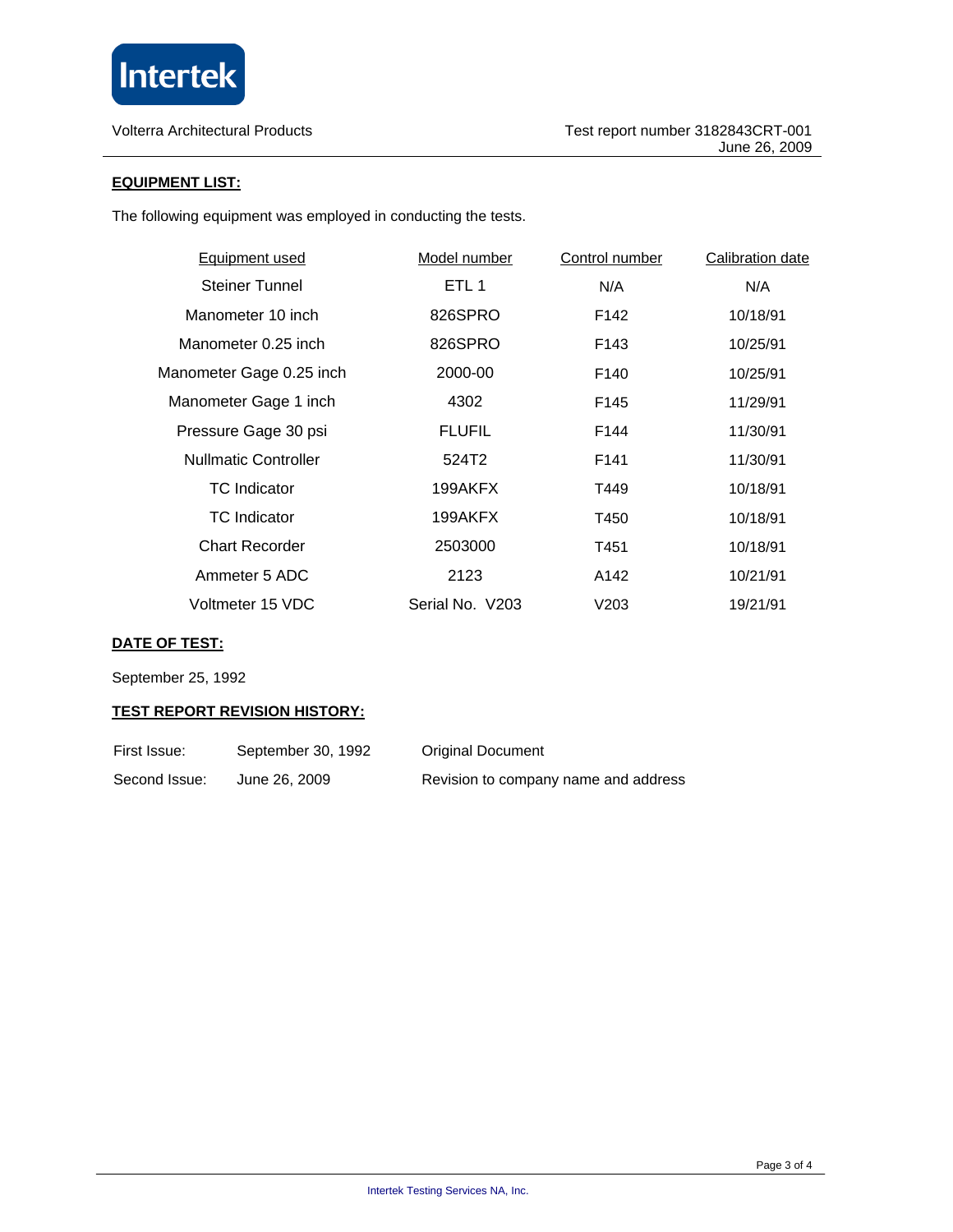## EQUIPMENT LIST:

The following equipment was employed in conducting the tests.

| Equipment used | Model number | Control number | Calibration date |
|---|---|---|---|
| Steiner Tunnel | ETL 1 | N/A | N/A |
| Manometer 10 inch | 826SPRO | F142 | 10/18/91 |
| Manometer 0.25 inch | 826SPRO | F143 | 10/25/91 |
| Manometer Gage 0.25 inch | 2000-00 | F140 | 10/25/91 |
| Manometer Gage 1 inch | 4302 | F145 | 11/29/91 |
| Pressure Gage 30 psi | FLUFIL | F144 | 11/30/91 |
| Nullmatic Controller | 524T2 | F141 | 11/30/91 |
| TC Indicator | 199AKFX | T449 | 10/18/91 |
| TC Indicator | 199AKFX | T450 | 10/18/91 |
| Chart Recorder | 2503000 | T451 | 10/18/91 |
| Ammeter 5 ADC | 2123 | A142 | 10/21/91 |
| Voltmeter 15 VDC | Serial No. V203 | V203 | 19/21/91 |

## DATE OF TEST:

September 25, 1992

## TEST REPORT REVISION HISTORY:

| | | |
|---|---|---|
| First Issue: | September 30, 1992 | Original Document |
| Second Issue: | June 26, 2009 | Revision to company name and address |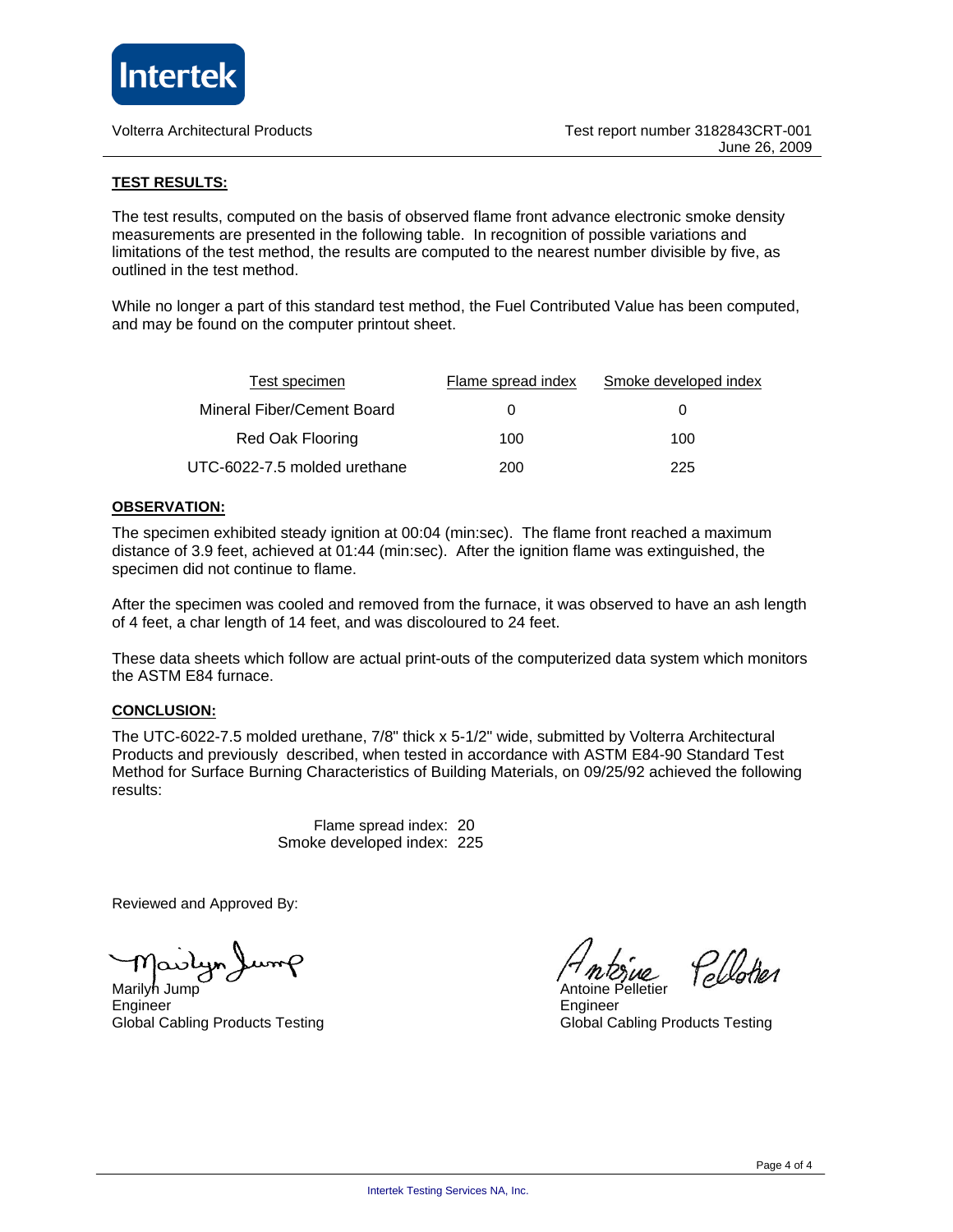Volterra Architectural Products

Test report number 3182843CRT-001
June 26, 2009

## TEST RESULTS:

The test results, computed on the basis of observed flame front advance electronic smoke density measurements are presented in the following table. In recognition of possible variations and limitations of the test method, the results are computed to the nearest number divisible by five, as outlined in the test method.

While no longer a part of this standard test method, the Fuel Contributed Value has been computed, and may be found on the computer printout sheet.

| Test specimen | Flame spread index | Smoke developed index |
|---|---|---|
| Mineral Fiber/Cement Board | 0 | 0 |
| Red Oak Flooring | 100 | 100 |
| UTC-6022-7.5 molded urethane | 200 | 225 |

## OBSERVATION:

The specimen exhibited steady ignition at 00:04 (min:sec). The flame front reached a maximum distance of 3.9 feet, achieved at 01:44 (min:sec). After the ignition flame was extinguished, the specimen did not continue to flame.

After the specimen was cooled and removed from the furnace, it was observed to have an ash length of 4 feet, a char length of 14 feet, and was discoloured to 24 feet.

These data sheets which follow are actual print-outs of the computerized data system which monitors the ASTM E84 furnace.

## CONCLUSION:

The UTC-6022-7.5 molded urethane, 7/8" thick x 5-1/2" wide, submitted by Volterra Architectural Products and previously described, when tested in accordance with ASTM E84-90 Standard Test Method for Surface Burning Characteristics of Building Materials, on 09/25/92 achieved the following results:

Flame spread index: 20
Smoke developed index: 225

Reviewed and Approved By:

Marilyn Jump
Engineer
Global Cabling Products Testing

Antoine Pelletier
Engineer
Global Cabling Products Testing

Intertek Testing Services NA, Inc.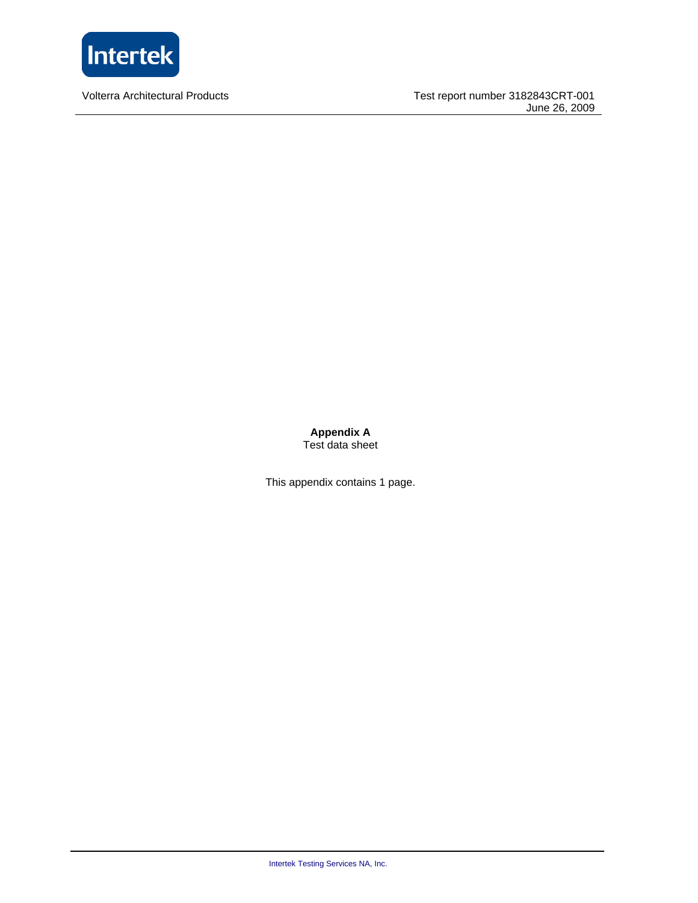**Appendix A**

Test data sheet

This appendix contains 1 page.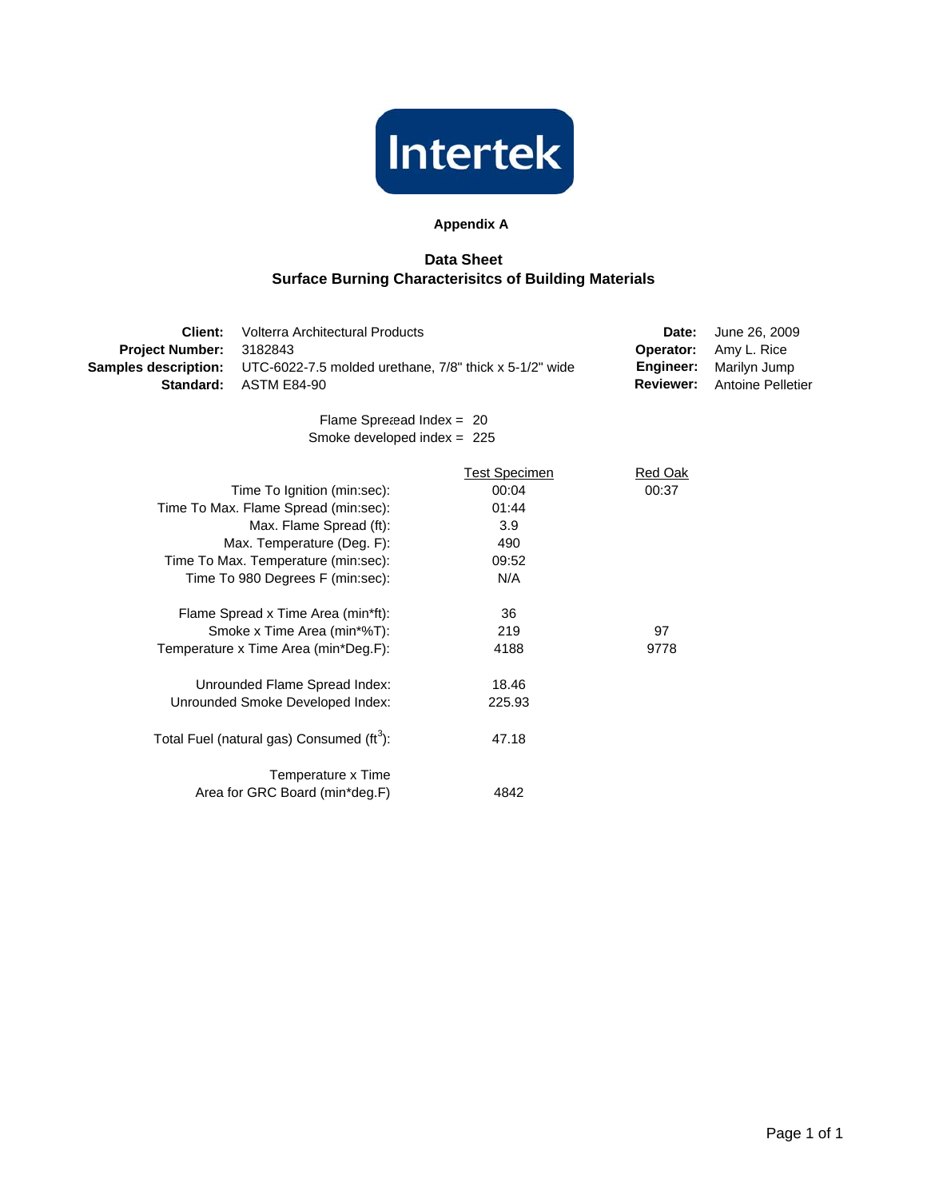Intertek

## Appendix A

## Data Sheet
## Surface Burning Characterisitcs of Building Materials

| | | | |
|---|---|---|---|
| **Client:** | Volterra Architectural Products | **Date:** | June 26, 2009 |
| **Project Number:** | 3182843 | **Operator:** | Amy L. Rice |
| **Samples description:** | UTC-6022-7.5 molded urethane, 7/8" thick x 5-1/2" wide | **Engineer:** | Marilyn Jump |
| **Standard:** | ASTM E84-90 | **Reviewer:** | Antoine Pelletier |

Flame Spreead Index = 20
Smoke developed index = 225

| | Test Specimen | Red Oak |
|---|---|---|
| Time To Ignition (min:sec): | 00:04 | 00:37 |
| Time To Max. Flame Spread (min:sec): | 01:44 | |
| Max. Flame Spread (ft): | 3.9 | |
| Max. Temperature (Deg. F): | 490 | |
| Time To Max. Temperature (min:sec): | 09:52 | |
| Time To 980 Degrees F (min:sec): | N/A | |
| Flame Spread x Time Area (min*ft): | 36 | |
| Smoke x Time Area (min*%T): | 219 | 97 |
| Temperature x Time Area (min*Deg.F): | 4188 | 9778 |
| Unrounded Flame Spread Index: | 18.46 | |
| Unrounded Smoke Developed Index: | 225.93 | |
| Total Fuel (natural gas) Consumed ($ft^3$): | 47.18 | |
| Temperature x Time Area for GRC Board (min*deg.F) | 4842 | |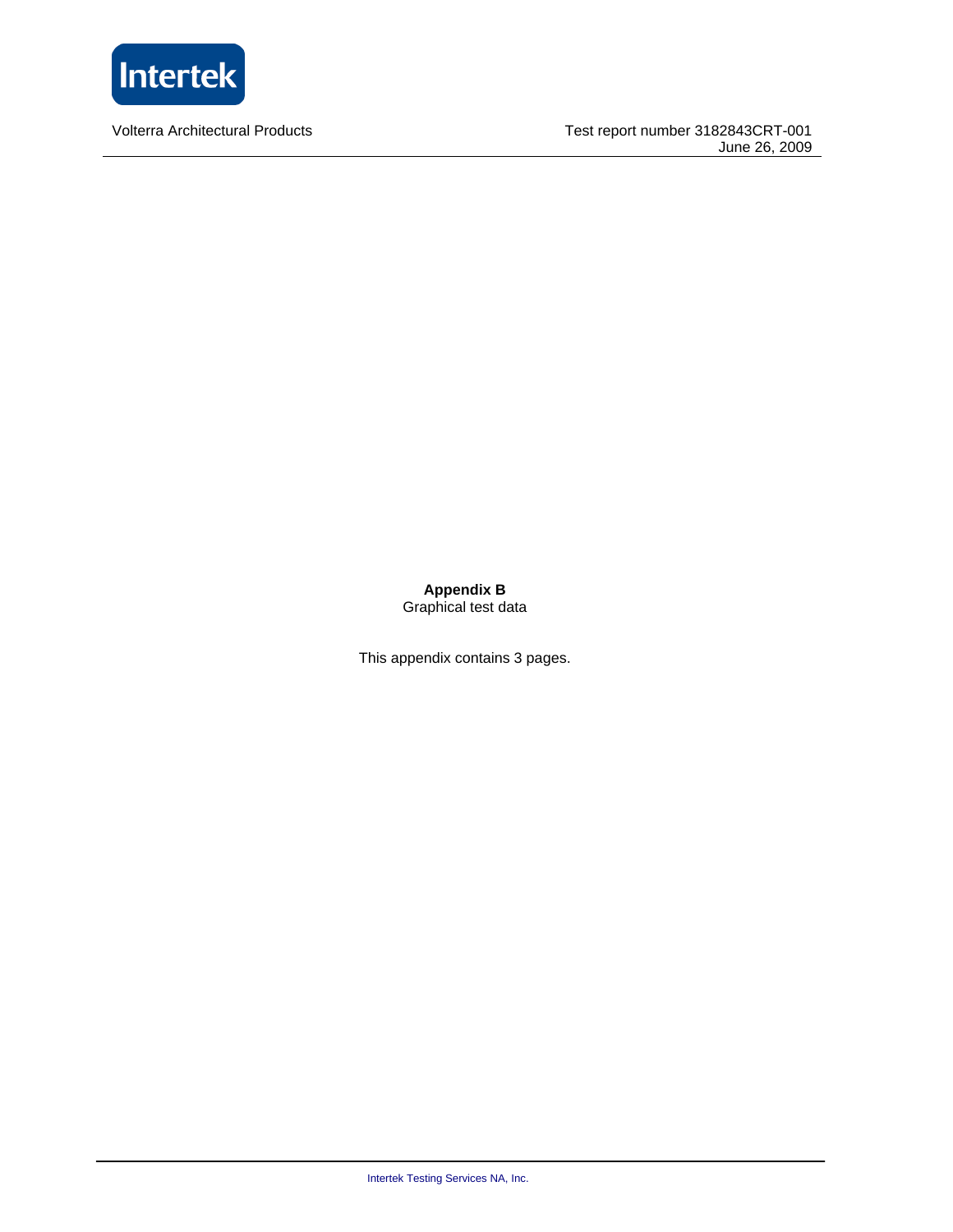**Appendix B**

Graphical test data

This appendix contains 3 pages.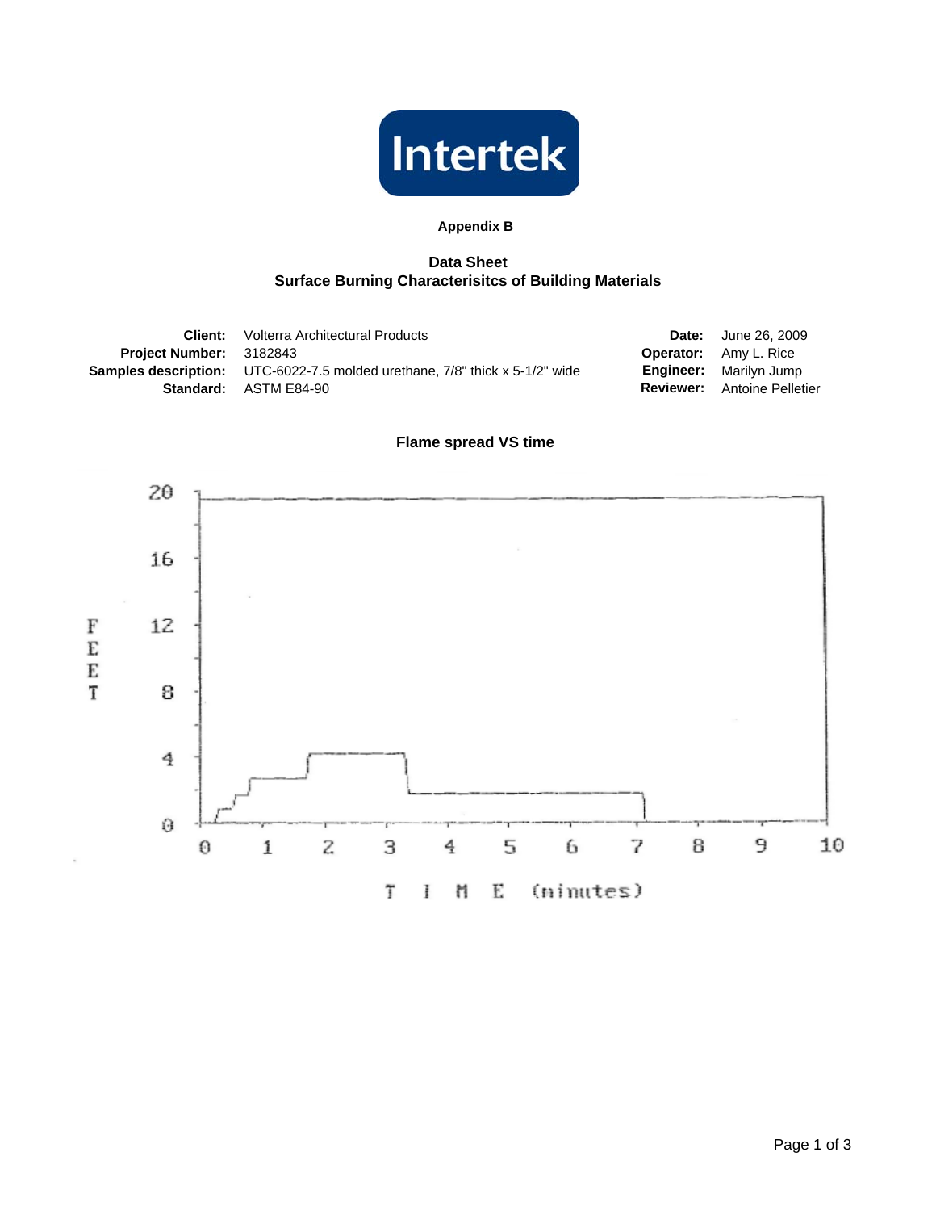**Appendix B**

**Data Sheet**
**Surface Burning Characterisitcs of Building Materials**

| | | | |
|---|---|---|---|
| **Client:** | Volterra Architectural Products | **Date:** | June 26, 2009 |
| **Project Number:** | 3182843 | **Operator:** | Amy L. Rice |
| **Samples description:** | UTC-6022-7.5 molded urethane, 7/8" thick x 5-1/2" wide | **Engineer:** | Marilyn Jump |
| **Standard:** | ASTM E84-90 | **Reviewer:** | Antoine Pelletier |

**Flame spread VS time**

FEET

20
16
12
8
4
0

0 1 2 3 4 5 6 7 8 9 10

TIME (minutes)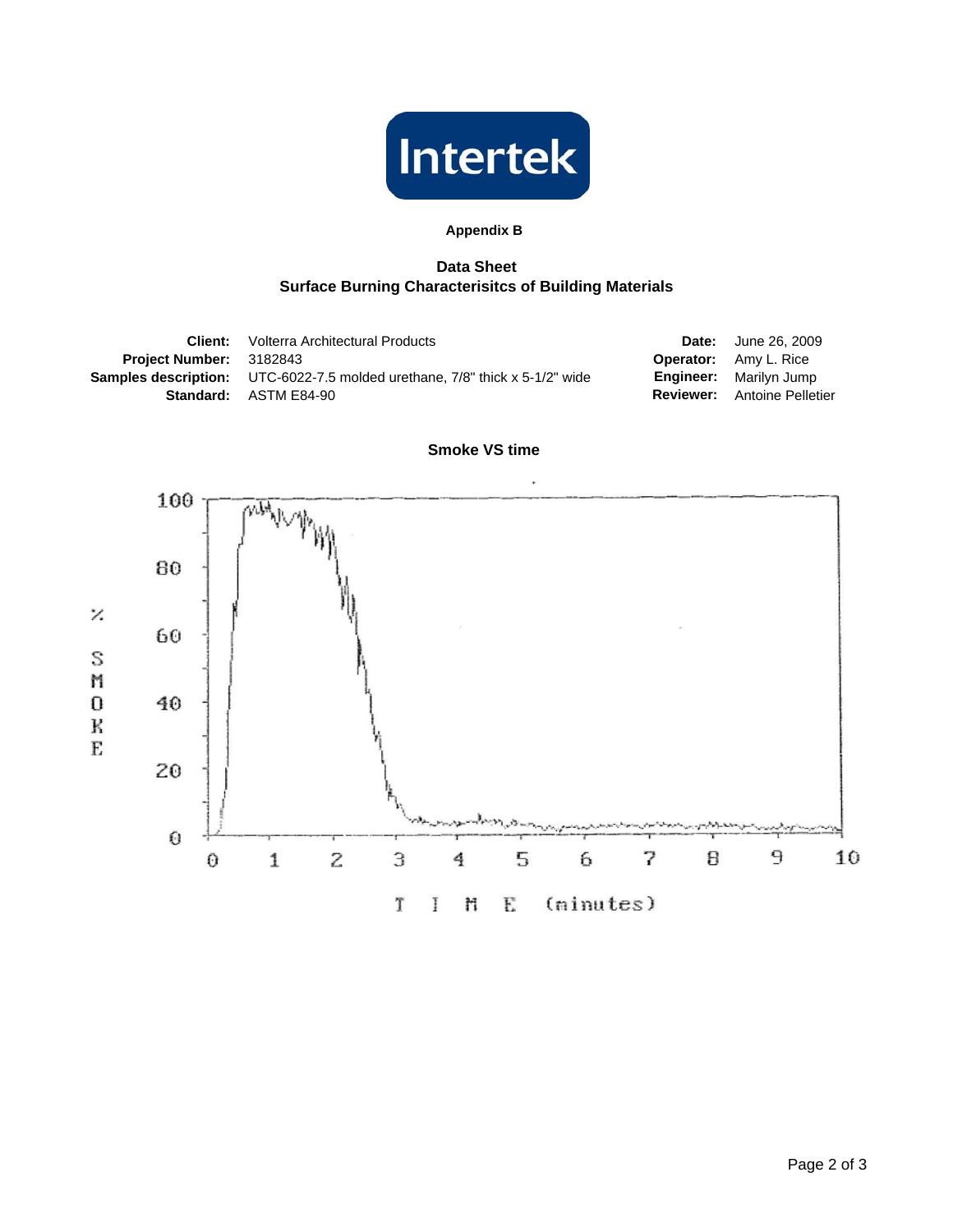**Appendix B**

## Data Sheet
## Surface Burning Characterisitcs of Building Materials

| | | | |
|---|---|---|---|
| **Client:** | Volterra Architectural Products | **Date:** | June 26, 2009 |
| **Project Number:** | 3182843 | **Operator:** | Amy L. Rice |
| **Samples description:** | UTC-6022-7.5 molded urethane, 7/8" thick x 5-1/2" wide | **Engineer:** | Marilyn Jump |
| **Standard:** | ASTM E84-90 | **Reviewer:** | Antoine Pelletier |

**Smoke VS time**

% SMOKE

100
80
60
40
20
0

0 1 2 3 4 5 6 7 8 9 10

T I M E (minutes)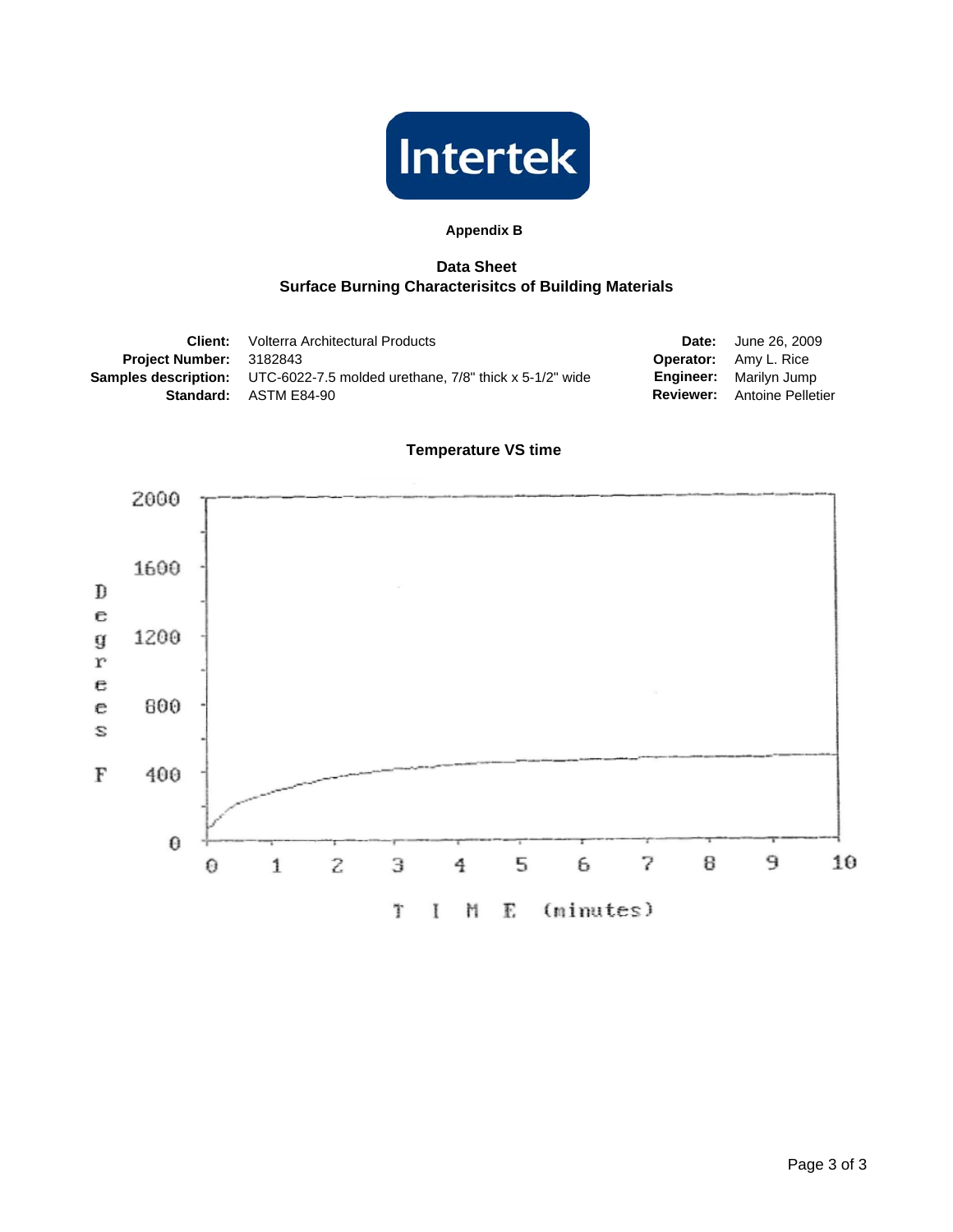Intertek

**Appendix B**

**Data Sheet**
**Surface Burning Characterisitcs of Building Materials**

**Client:** Volterra Architectural Products
**Project Number:** 3182843
**Samples description:** UTC-6022-7.5 molded urethane, 7/8" thick x 5-1/2" wide
**Standard:** ASTM E84-90

**Date:** June 26, 2009
**Operator:** Amy L. Rice
**Engineer:** Marilyn Jump
**Reviewer:** Antoine Pelletier

**Temperature VS time**

Degrees F

2000
1600
1200
800
400
0

0 1 2 3 4 5 6 7 8 9 10

TIME (minutes)